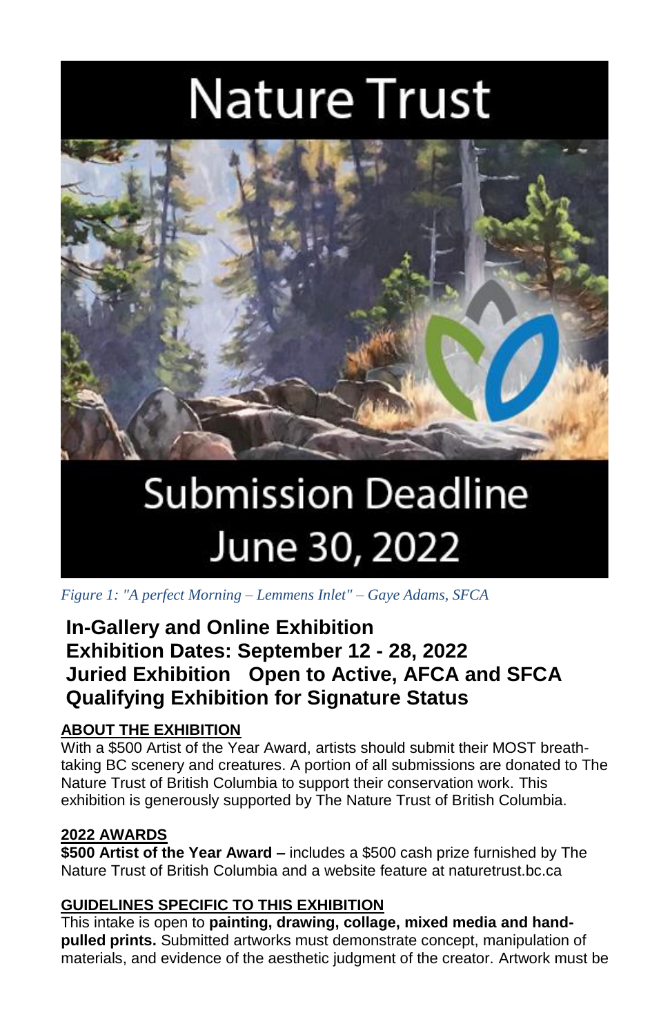Nature Trust

Submission Deadline
June 30, 2022

*Figure 1: "A perfect Morning – Lemmens Inlet" – Gaye Adams, SFCA*

## In-Gallery and Online Exhibition
## Exhibition Dates: September 12 - 28, 2022
## Juried Exhibition   Open to Active, AFCA and SFCA
## Qualifying Exhibition for Signature Status

**ABOUT THE EXHIBITION**

With a $500 Artist of the Year Award, artists should submit their MOST breath-taking BC scenery and creatures. A portion of all submissions are donated to The Nature Trust of British Columbia to support their conservation work. This exhibition is generously supported by The Nature Trust of British Columbia.

**2022 AWARDS**

**$500 Artist of the Year Award –** includes a $500 cash prize furnished by The Nature Trust of British Columbia and a website feature at naturetrust.bc.ca

**GUIDELINES SPECIFIC TO THIS EXHIBITION**

This intake is open to **painting, drawing, collage, mixed media and hand-pulled prints.** Submitted artworks must demonstrate concept, manipulation of materials, and evidence of the aesthetic judgment of the creator. Artwork must be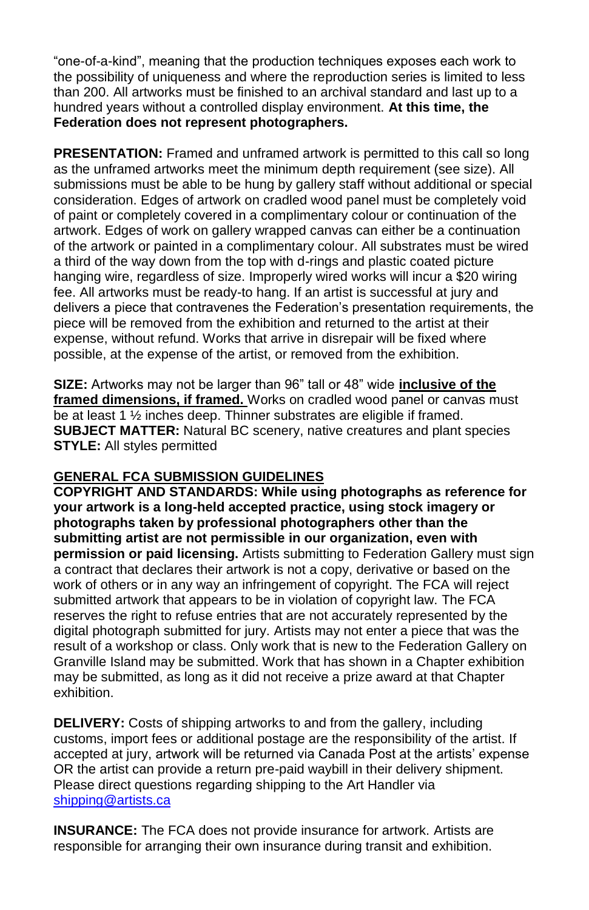"one-of-a-kind", meaning that the production techniques exposes each work to the possibility of uniqueness and where the reproduction series is limited to less than 200. All artworks must be finished to an archival standard and last up to a hundred years without a controlled display environment. **At this time, the Federation does not represent photographers.**

**PRESENTATION:** Framed and unframed artwork is permitted to this call so long as the unframed artworks meet the minimum depth requirement (see size). All submissions must be able to be hung by gallery staff without additional or special consideration. Edges of artwork on cradled wood panel must be completely void of paint or completely covered in a complimentary colour or continuation of the artwork. Edges of work on gallery wrapped canvas can either be a continuation of the artwork or painted in a complimentary colour. All substrates must be wired a third of the way down from the top with d-rings and plastic coated picture hanging wire, regardless of size. Improperly wired works will incur a $20 wiring fee. All artworks must be ready-to hang. If an artist is successful at jury and delivers a piece that contravenes the Federation's presentation requirements, the piece will be removed from the exhibition and returned to the artist at their expense, without refund. Works that arrive in disrepair will be fixed where possible, at the expense of the artist, or removed from the exhibition.

**SIZE:** Artworks may not be larger than 96" tall or 48" wide **inclusive of the framed dimensions, if framed.** Works on cradled wood panel or canvas must be at least 1 ½ inches deep. Thinner substrates are eligible if framed.
**SUBJECT MATTER:** Natural BC scenery, native creatures and plant species
**STYLE:** All styles permitted

## GENERAL FCA SUBMISSION GUIDELINES

**COPYRIGHT AND STANDARDS: While using photographs as reference for your artwork is a long-held accepted practice, using stock imagery or photographs taken by professional photographers other than the submitting artist are not permissible in our organization, even with permission or paid licensing.** Artists submitting to Federation Gallery must sign a contract that declares their artwork is not a copy, derivative or based on the work of others or in any way an infringement of copyright. The FCA will reject submitted artwork that appears to be in violation of copyright law. The FCA reserves the right to refuse entries that are not accurately represented by the digital photograph submitted for jury. Artists may not enter a piece that was the result of a workshop or class. Only work that is new to the Federation Gallery on Granville Island may be submitted. Work that has shown in a Chapter exhibition may be submitted, as long as it did not receive a prize award at that Chapter exhibition.

**DELIVERY:** Costs of shipping artworks to and from the gallery, including customs, import fees or additional postage are the responsibility of the artist. If accepted at jury, artwork will be returned via Canada Post at the artists' expense OR the artist can provide a return pre-paid waybill in their delivery shipment. Please direct questions regarding shipping to the Art Handler via shipping@artists.ca

**INSURANCE:** The FCA does not provide insurance for artwork. Artists are responsible for arranging their own insurance during transit and exhibition.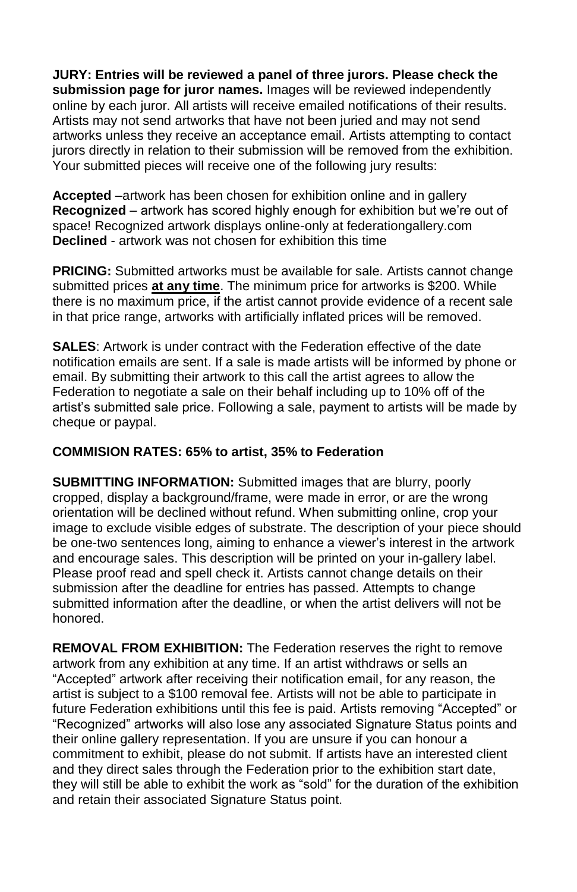**JURY: Entries will be reviewed a panel of three jurors. Please check the submission page for juror names.** Images will be reviewed independently online by each juror. All artists will receive emailed notifications of their results. Artists may not send artworks that have not been juried and may not send artworks unless they receive an acceptance email. Artists attempting to contact jurors directly in relation to their submission will be removed from the exhibition. Your submitted pieces will receive one of the following jury results:

**Accepted** –artwork has been chosen for exhibition online and in gallery
**Recognized** – artwork has scored highly enough for exhibition but we're out of space! Recognized artwork displays online-only at federationgallery.com
**Declined** - artwork was not chosen for exhibition this time

**PRICING:** Submitted artworks must be available for sale. Artists cannot change submitted prices **at any time**. The minimum price for artworks is $200. While there is no maximum price, if the artist cannot provide evidence of a recent sale in that price range, artworks with artificially inflated prices will be removed.

**SALES**: Artwork is under contract with the Federation effective of the date notification emails are sent. If a sale is made artists will be informed by phone or email. By submitting their artwork to this call the artist agrees to allow the Federation to negotiate a sale on their behalf including up to 10% off of the artist's submitted sale price. Following a sale, payment to artists will be made by cheque or paypal.

**COMMISION RATES: 65% to artist, 35% to Federation**

**SUBMITTING INFORMATION:** Submitted images that are blurry, poorly cropped, display a background/frame, were made in error, or are the wrong orientation will be declined without refund. When submitting online, crop your image to exclude visible edges of substrate. The description of your piece should be one-two sentences long, aiming to enhance a viewer's interest in the artwork and encourage sales. This description will be printed on your in-gallery label. Please proof read and spell check it. Artists cannot change details on their submission after the deadline for entries has passed. Attempts to change submitted information after the deadline, or when the artist delivers will not be honored.

**REMOVAL FROM EXHIBITION:** The Federation reserves the right to remove artwork from any exhibition at any time. If an artist withdraws or sells an "Accepted" artwork after receiving their notification email, for any reason, the artist is subject to a $100 removal fee. Artists will not be able to participate in future Federation exhibitions until this fee is paid. Artists removing "Accepted" or "Recognized" artworks will also lose any associated Signature Status points and their online gallery representation. If you are unsure if you can honour a commitment to exhibit, please do not submit. If artists have an interested client and they direct sales through the Federation prior to the exhibition start date, they will still be able to exhibit the work as "sold" for the duration of the exhibition and retain their associated Signature Status point.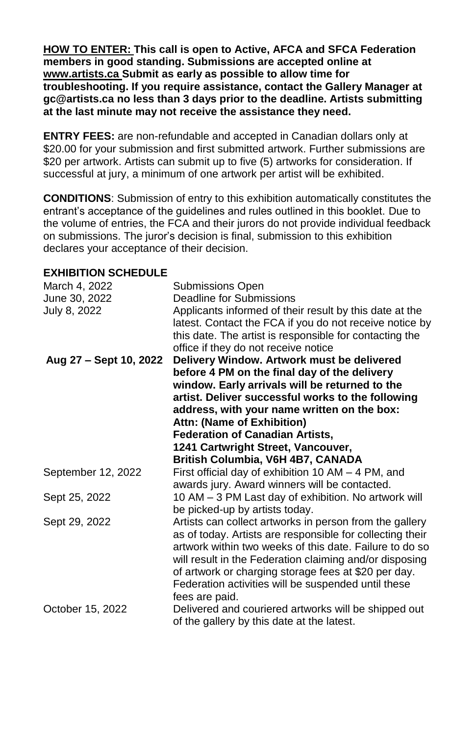**HOW TO ENTER: This call is open to Active, AFCA and SFCA Federation members in good standing. Submissions are accepted online at www.artists.ca Submit as early as possible to allow time for troubleshooting. If you require assistance, contact the Gallery Manager at gc@artists.ca no less than 3 days prior to the deadline. Artists submitting at the last minute may not receive the assistance they need.**

**ENTRY FEES:** are non-refundable and accepted in Canadian dollars only at $20.00 for your submission and first submitted artwork. Further submissions are $20 per artwork. Artists can submit up to five (5) artworks for consideration. If successful at jury, a minimum of one artwork per artist will be exhibited.

**CONDITIONS**: Submission of entry to this exhibition automatically constitutes the entrant's acceptance of the guidelines and rules outlined in this booklet. Due to the volume of entries, the FCA and their jurors do not provide individual feedback on submissions. The juror's decision is final, submission to this exhibition declares your acceptance of their decision.

**EXHIBITION SCHEDULE**

| | |
|---|---|
| March 4, 2022 | Submissions Open |
| June 30, 2022 | Deadline for Submissions |
| July 8, 2022 | Applicants informed of their result by this date at the latest. Contact the FCA if you do not receive notice by this date. The artist is responsible for contacting the office if they do not receive notice |
| **Aug 27 – Sept 10, 2022** | **Delivery Window. Artwork must be delivered before 4 PM on the final day of the delivery window. Early arrivals will be returned to the artist. Deliver successful works to the following address, with your name written on the box: Attn: (Name of Exhibition) Federation of Canadian Artists, 1241 Cartwright Street, Vancouver, British Columbia, V6H 4B7, CANADA** |
| September 12, 2022 | First official day of exhibition 10 AM – 4 PM, and awards jury. Award winners will be contacted. |
| Sept 25, 2022 | 10 AM – 3 PM Last day of exhibition. No artwork will be picked-up by artists today. |
| Sept 29, 2022 | Artists can collect artworks in person from the gallery as of today. Artists are responsible for collecting their artwork within two weeks of this date. Failure to do so will result in the Federation claiming and/or disposing of artwork or charging storage fees at $20 per day. Federation activities will be suspended until these fees are paid. |
| October 15, 2022 | Delivered and couriered artworks will be shipped out of the gallery by this date at the latest. |